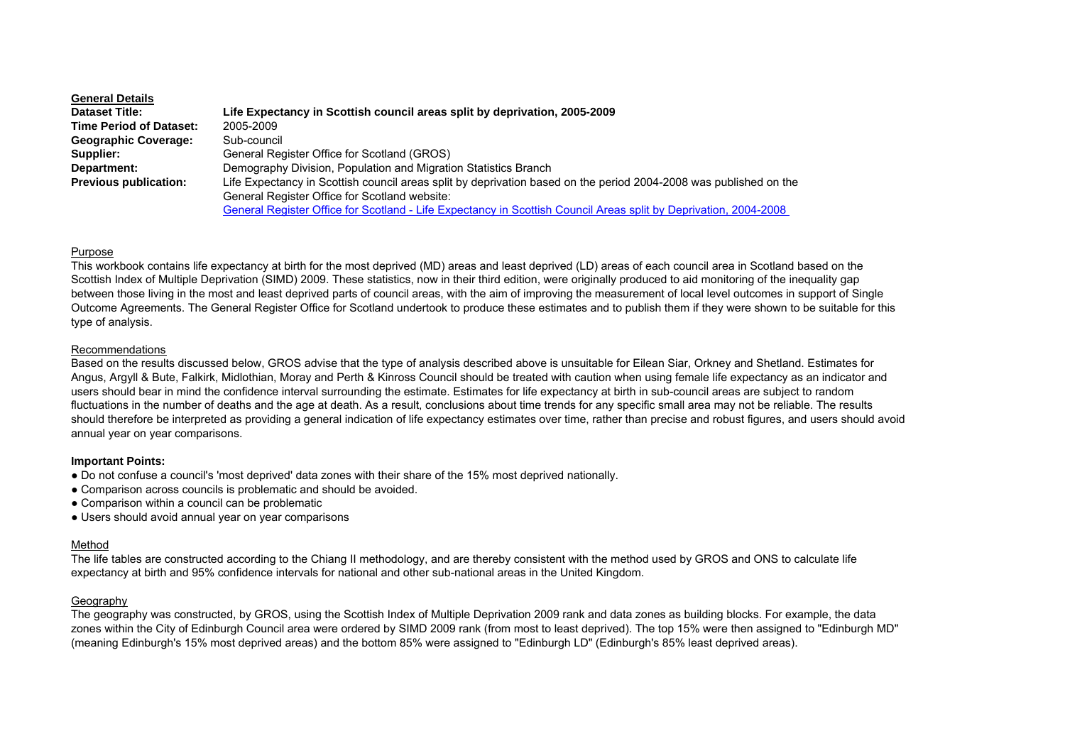## General Details

| | |
|---|---|
| **Dataset Title:** | **Life Expectancy in Scottish council areas split by deprivation, 2005-2009** |
| **Time Period of Dataset:** | 2005-2009 |
| **Geographic Coverage:** | Sub-council |
| **Supplier:** | General Register Office for Scotland (GROS) |
| **Department:** | Demography Division, Population and Migration Statistics Branch |
| **Previous publication:** | Life Expectancy in Scottish council areas split by deprivation based on the period 2004-2008 was published on the General Register Office for Scotland website: General Register Office for Scotland - Life Expectancy in Scottish Council Areas split by Deprivation, 2004-2008 |

### Purpose

This workbook contains life expectancy at birth for the most deprived (MD) areas and least deprived (LD) areas of each council area in Scotland based on the Scottish Index of Multiple Deprivation (SIMD) 2009. These statistics, now in their third edition, were originally produced to aid monitoring of the inequality gap between those living in the most and least deprived parts of council areas, with the aim of improving the measurement of local level outcomes in support of Single Outcome Agreements. The General Register Office for Scotland undertook to produce these estimates and to publish them if they were shown to be suitable for this type of analysis.

### Recommendations

Based on the results discussed below, GROS advise that the type of analysis described above is unsuitable for Eilean Siar, Orkney and Shetland. Estimates for Angus, Argyll & Bute, Falkirk, Midlothian, Moray and Perth & Kinross Council should be treated with caution when using female life expectancy as an indicator and users should bear in mind the confidence interval surrounding the estimate. Estimates for life expectancy at birth in sub-council areas are subject to random fluctuations in the number of deaths and the age at death. As a result, conclusions about time trends for any specific small area may not be reliable. The results should therefore be interpreted as providing a general indication of life expectancy estimates over time, rather than precise and robust figures, and users should avoid annual year on year comparisons.

**Important Points:**

- Do not confuse a council's 'most deprived' data zones with their share of the 15% most deprived nationally.
- Comparison across councils is problematic and should be avoided.
- Comparison within a council can be problematic
- Users should avoid annual year on year comparisons

### Method

The life tables are constructed according to the Chiang II methodology, and are thereby consistent with the method used by GROS and ONS to calculate life expectancy at birth and 95% confidence intervals for national and other sub-national areas in the United Kingdom.

### Geography

The geography was constructed, by GROS, using the Scottish Index of Multiple Deprivation 2009 rank and data zones as building blocks. For example, the data zones within the City of Edinburgh Council area were ordered by SIMD 2009 rank (from most to least deprived). The top 15% were then assigned to "Edinburgh MD" (meaning Edinburgh's 15% most deprived areas) and the bottom 85% were assigned to "Edinburgh LD" (Edinburgh's 85% least deprived areas).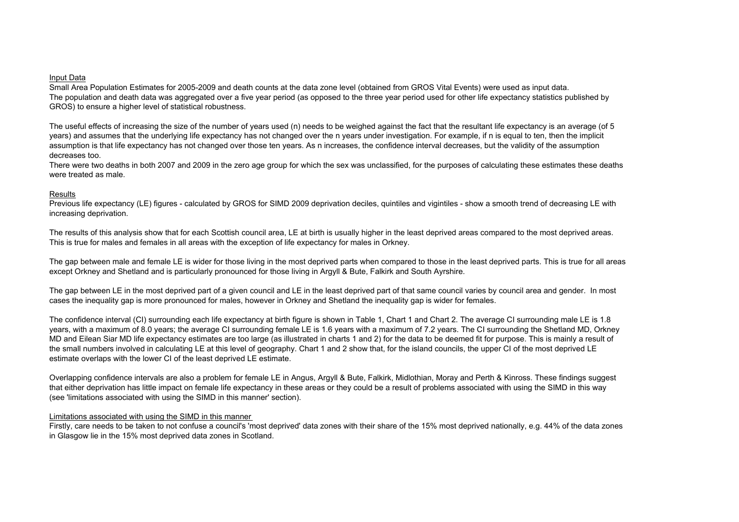## Input Data

Small Area Population Estimates for 2005-2009 and death counts at the data zone level (obtained from GROS Vital Events) were used as input data. The population and death data was aggregated over a five year period (as opposed to the three year period used for other life expectancy statistics published by GROS) to ensure a higher level of statistical robustness.

The useful effects of increasing the size of the number of years used (n) needs to be weighed against the fact that the resultant life expectancy is an average (of 5 years) and assumes that the underlying life expectancy has not changed over the n years under investigation. For example, if n is equal to ten, then the implicit assumption is that life expectancy has not changed over those ten years. As n increases, the confidence interval decreases, but the validity of the assumption decreases too.

There were two deaths in both 2007 and 2009 in the zero age group for which the sex was unclassified, for the purposes of calculating these estimates these deaths were treated as male.

## Results

Previous life expectancy (LE) figures - calculated by GROS for SIMD 2009 deprivation deciles, quintiles and vigintiles - show a smooth trend of decreasing LE with increasing deprivation.

The results of this analysis show that for each Scottish council area, LE at birth is usually higher in the least deprived areas compared to the most deprived areas. This is true for males and females in all areas with the exception of life expectancy for males in Orkney.

The gap between male and female LE is wider for those living in the most deprived parts when compared to those in the least deprived parts. This is true for all areas except Orkney and Shetland and is particularly pronounced for those living in Argyll & Bute, Falkirk and South Ayrshire.

The gap between LE in the most deprived part of a given council and LE in the least deprived part of that same council varies by council area and gender. In most cases the inequality gap is more pronounced for males, however in Orkney and Shetland the inequality gap is wider for females.

The confidence interval (CI) surrounding each life expectancy at birth figure is shown in Table 1, Chart 1 and Chart 2. The average CI surrounding male LE is 1.8 years, with a maximum of 8.0 years; the average CI surrounding female LE is 1.6 years with a maximum of 7.2 years. The CI surrounding the Shetland MD, Orkney MD and Eilean Siar MD life expectancy estimates are too large (as illustrated in charts 1 and 2) for the data to be deemed fit for purpose. This is mainly a result of the small numbers involved in calculating LE at this level of geography. Chart 1 and 2 show that, for the island councils, the upper CI of the most deprived LE estimate overlaps with the lower CI of the least deprived LE estimate.

Overlapping confidence intervals are also a problem for female LE in Angus, Argyll & Bute, Falkirk, Midlothian, Moray and Perth & Kinross. These findings suggest that either deprivation has little impact on female life expectancy in these areas or they could be a result of problems associated with using the SIMD in this way (see 'limitations associated with using the SIMD in this manner' section).

## Limitations associated with using the SIMD in this manner

Firstly, care needs to be taken to not confuse a council's 'most deprived' data zones with their share of the 15% most deprived nationally, e.g. 44% of the data zones in Glasgow lie in the 15% most deprived data zones in Scotland.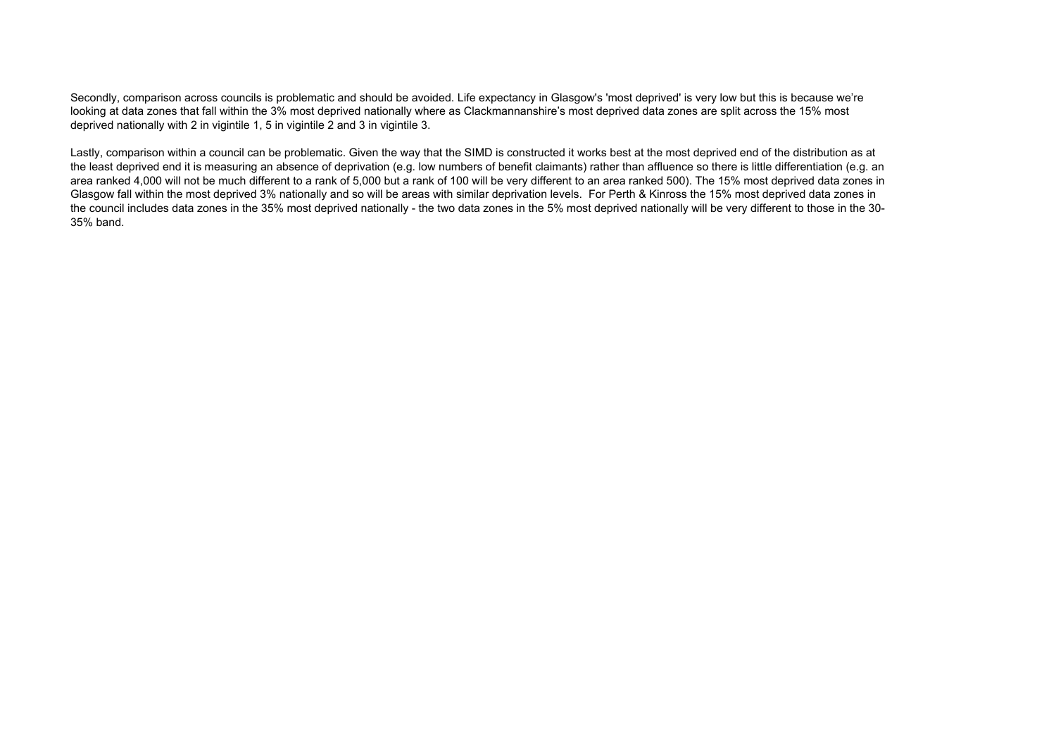Secondly, comparison across councils is problematic and should be avoided. Life expectancy in Glasgow's 'most deprived' is very low but this is because we're looking at data zones that fall within the 3% most deprived nationally where as Clackmannanshire's most deprived data zones are split across the 15% most deprived nationally with 2 in vigintile 1, 5 in vigintile 2 and 3 in vigintile 3.

Lastly, comparison within a council can be problematic. Given the way that the SIMD is constructed it works best at the most deprived end of the distribution as at the least deprived end it is measuring an absence of deprivation (e.g. low numbers of benefit claimants) rather than affluence so there is little differentiation (e.g. an area ranked 4,000 will not be much different to a rank of 5,000 but a rank of 100 will be very different to an area ranked 500). The 15% most deprived data zones in Glasgow fall within the most deprived 3% nationally and so will be areas with similar deprivation levels. For Perth & Kinross the 15% most deprived data zones in the council includes data zones in the 35% most deprived nationally - the two data zones in the 5% most deprived nationally will be very different to those in the 30-35% band.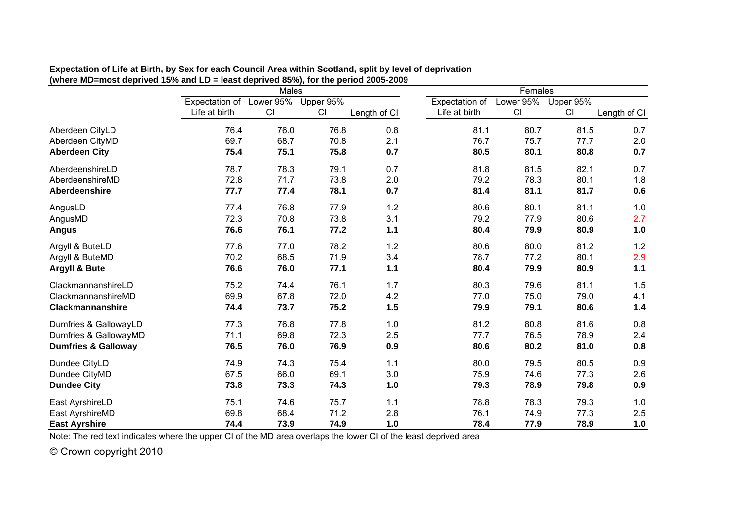**Expectation of Life at Birth, by Sex for each Council Area within Scotland, split by level of deprivation (where MD=most deprived 15% and LD = least deprived 85%), for the period 2005-2009**

| | Males | | | | Females | | | |
|---|---|---|---|---|---|---|---|---|
| | Expectation of Life at birth | Lower 95% CI | Upper 95% CI | Length of CI | Expectation of Life at birth | Lower 95% CI | Upper 95% CI | Length of CI |
| Aberdeen CityLD | 76.4 | 76.0 | 76.8 | 0.8 | 81.1 | 80.7 | 81.5 | 0.7 |
| Aberdeen CityMD | 69.7 | 68.7 | 70.8 | 2.1 | 76.7 | 75.7 | 77.7 | 2.0 |
| **Aberdeen City** | **75.4** | **75.1** | **75.8** | **0.7** | **80.5** | **80.1** | **80.8** | **0.7** |
| AberdeenshireLD | 78.7 | 78.3 | 79.1 | 0.7 | 81.8 | 81.5 | 82.1 | 0.7 |
| AberdeenshireMD | 72.8 | 71.7 | 73.8 | 2.0 | 79.2 | 78.3 | 80.1 | 1.8 |
| **Aberdeenshire** | **77.7** | **77.4** | **78.1** | **0.7** | **81.4** | **81.1** | **81.7** | **0.6** |
| AngusLD | 77.4 | 76.8 | 77.9 | 1.2 | 80.6 | 80.1 | 81.1 | 1.0 |
| AngusMD | 72.3 | 70.8 | 73.8 | 3.1 | 79.2 | 77.9 | 80.6 | 2.7 |
| **Angus** | **76.6** | **76.1** | **77.2** | **1.1** | **80.4** | **79.9** | **80.9** | **1.0** |
| Argyll & ButeLD | 77.6 | 77.0 | 78.2 | 1.2 | 80.6 | 80.0 | 81.2 | 1.2 |
| Argyll & ButeMD | 70.2 | 68.5 | 71.9 | 3.4 | 78.7 | 77.2 | 80.1 | 2.9 |
| **Argyll & Bute** | **76.6** | **76.0** | **77.1** | **1.1** | **80.4** | **79.9** | **80.9** | **1.1** |
| ClackmannanshireLD | 75.2 | 74.4 | 76.1 | 1.7 | 80.3 | 79.6 | 81.1 | 1.5 |
| ClackmannanshireMD | 69.9 | 67.8 | 72.0 | 4.2 | 77.0 | 75.0 | 79.0 | 4.1 |
| **Clackmannanshire** | **74.4** | **73.7** | **75.2** | **1.5** | **79.9** | **79.1** | **80.6** | **1.4** |
| Dumfries & GallowayLD | 77.3 | 76.8 | 77.8 | 1.0 | 81.2 | 80.8 | 81.6 | 0.8 |
| Dumfries & GallowayMD | 71.1 | 69.8 | 72.3 | 2.5 | 77.7 | 76.5 | 78.9 | 2.4 |
| **Dumfries & Galloway** | **76.5** | **76.0** | **76.9** | **0.9** | **80.6** | **80.2** | **81.0** | **0.8** |
| Dundee CityLD | 74.9 | 74.3 | 75.4 | 1.1 | 80.0 | 79.5 | 80.5 | 0.9 |
| Dundee CityMD | 67.5 | 66.0 | 69.1 | 3.0 | 75.9 | 74.6 | 77.3 | 2.6 |
| **Dundee City** | **73.8** | **73.3** | **74.3** | **1.0** | **79.3** | **78.9** | **79.8** | **0.9** |
| East AyrshireLD | 75.1 | 74.6 | 75.7 | 1.1 | 78.8 | 78.3 | 79.3 | 1.0 |
| East AyrshireMD | 69.8 | 68.4 | 71.2 | 2.8 | 76.1 | 74.9 | 77.3 | 2.5 |
| **East Ayrshire** | **74.4** | **73.9** | **74.9** | **1.0** | **78.4** | **77.9** | **78.9** | **1.0** |

Note: The red text indicates where the upper CI of the MD area overlaps the lower CI of the least deprived area

© Crown copyright 2010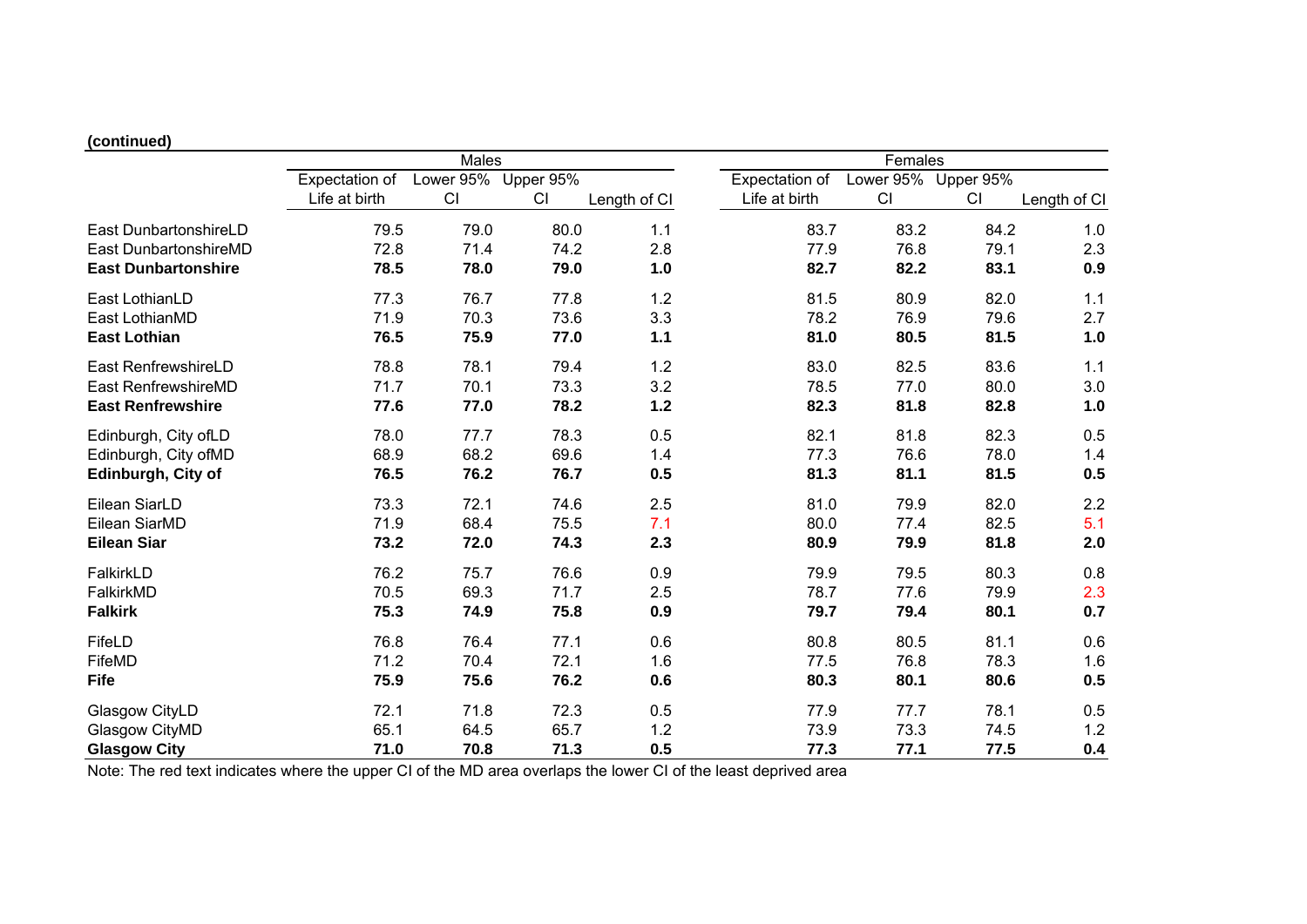**(continued)**

| | Males | | | | Females | | | |
|---|---|---|---|---|---|---|---|---|
| | Expectation of Life at birth | Lower 95% CI | Upper 95% CI | Length of CI | Expectation of Life at birth | Lower 95% CI | Upper 95% CI | Length of CI |
| East DunbartonshireLD | 79.5 | 79.0 | 80.0 | 1.1 | 83.7 | 83.2 | 84.2 | 1.0 |
| East DunbartonshireMD | 72.8 | 71.4 | 74.2 | 2.8 | 77.9 | 76.8 | 79.1 | 2.3 |
| **East Dunbartonshire** | **78.5** | **78.0** | **79.0** | **1.0** | **82.7** | **82.2** | **83.1** | **0.9** |
| East LothianLD | 77.3 | 76.7 | 77.8 | 1.2 | 81.5 | 80.9 | 82.0 | 1.1 |
| East LothianMD | 71.9 | 70.3 | 73.6 | 3.3 | 78.2 | 76.9 | 79.6 | 2.7 |
| **East Lothian** | **76.5** | **75.9** | **77.0** | **1.1** | **81.0** | **80.5** | **81.5** | **1.0** |
| East RenfrewshireLD | 78.8 | 78.1 | 79.4 | 1.2 | 83.0 | 82.5 | 83.6 | 1.1 |
| East RenfrewshireMD | 71.7 | 70.1 | 73.3 | 3.2 | 78.5 | 77.0 | 80.0 | 3.0 |
| **East Renfrewshire** | **77.6** | **77.0** | **78.2** | **1.2** | **82.3** | **81.8** | **82.8** | **1.0** |
| Edinburgh, City ofLD | 78.0 | 77.7 | 78.3 | 0.5 | 82.1 | 81.8 | 82.3 | 0.5 |
| Edinburgh, City ofMD | 68.9 | 68.2 | 69.6 | 1.4 | 77.3 | 76.6 | 78.0 | 1.4 |
| **Edinburgh, City of** | **76.5** | **76.2** | **76.7** | **0.5** | **81.3** | **81.1** | **81.5** | **0.5** |
| Eilean SiarLD | 73.3 | 72.1 | 74.6 | 2.5 | 81.0 | 79.9 | 82.0 | 2.2 |
| Eilean SiarMD | 71.9 | 68.4 | 75.5 | 7.1 | 80.0 | 77.4 | 82.5 | 5.1 |
| **Eilean Siar** | **73.2** | **72.0** | **74.3** | **2.3** | **80.9** | **79.9** | **81.8** | **2.0** |
| FalkirkLD | 76.2 | 75.7 | 76.6 | 0.9 | 79.9 | 79.5 | 80.3 | 0.8 |
| FalkirkMD | 70.5 | 69.3 | 71.7 | 2.5 | 78.7 | 77.6 | 79.9 | 2.3 |
| **Falkirk** | **75.3** | **74.9** | **75.8** | **0.9** | **79.7** | **79.4** | **80.1** | **0.7** |
| FifeLD | 76.8 | 76.4 | 77.1 | 0.6 | 80.8 | 80.5 | 81.1 | 0.6 |
| FifeMD | 71.2 | 70.4 | 72.1 | 1.6 | 77.5 | 76.8 | 78.3 | 1.6 |
| **Fife** | **75.9** | **75.6** | **76.2** | **0.6** | **80.3** | **80.1** | **80.6** | **0.5** |
| Glasgow CityLD | 72.1 | 71.8 | 72.3 | 0.5 | 77.9 | 77.7 | 78.1 | 0.5 |
| Glasgow CityMD | 65.1 | 64.5 | 65.7 | 1.2 | 73.9 | 73.3 | 74.5 | 1.2 |
| **Glasgow City** | **71.0** | **70.8** | **71.3** | **0.5** | **77.3** | **77.1** | **77.5** | **0.4** |

Note: The red text indicates where the upper CI of the MD area overlaps the lower CI of the least deprived area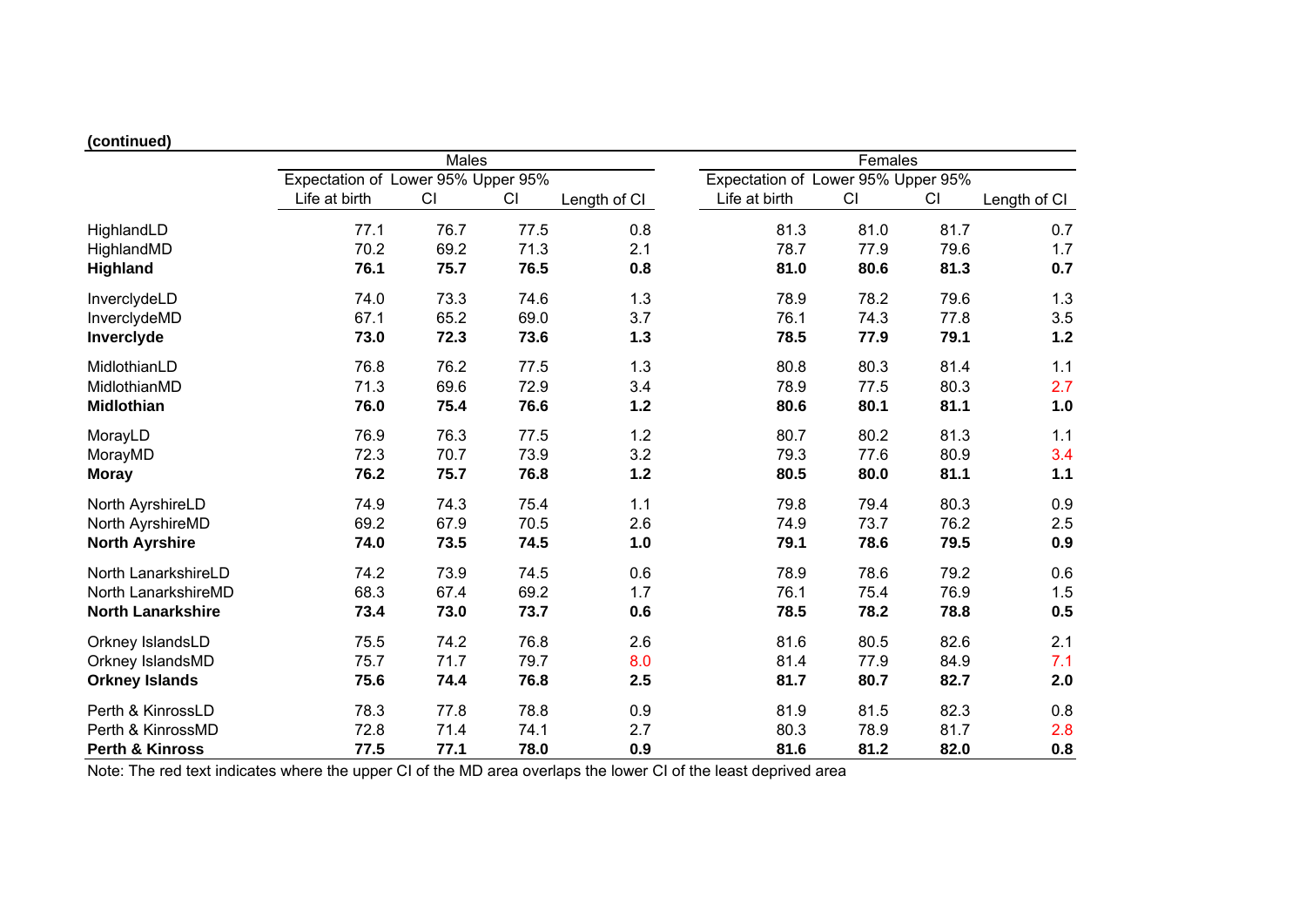**(continued)**

| | Males | | | | Females | | | |
|---|---|---|---|---|---|---|---|---|
| | Expectation of Life at birth | Lower 95% CI | Upper 95% CI | Length of CI | Expectation of Life at birth | Lower 95% CI | Upper 95% CI | Length of CI |
| HighlandLD | 77.1 | 76.7 | 77.5 | 0.8 | 81.3 | 81.0 | 81.7 | 0.7 |
| HighlandMD | 70.2 | 69.2 | 71.3 | 2.1 | 78.7 | 77.9 | 79.6 | 1.7 |
| **Highland** | **76.1** | **75.7** | **76.5** | **0.8** | **81.0** | **80.6** | **81.3** | **0.7** |
| InverclydeLD | 74.0 | 73.3 | 74.6 | 1.3 | 78.9 | 78.2 | 79.6 | 1.3 |
| InverclydeMD | 67.1 | 65.2 | 69.0 | 3.7 | 76.1 | 74.3 | 77.8 | 3.5 |
| **Inverclyde** | **73.0** | **72.3** | **73.6** | **1.3** | **78.5** | **77.9** | **79.1** | **1.2** |
| MidlothianLD | 76.8 | 76.2 | 77.5 | 1.3 | 80.8 | 80.3 | 81.4 | 1.1 |
| MidlothianMD | 71.3 | 69.6 | 72.9 | 3.4 | 78.9 | 77.5 | 80.3 | 2.7 |
| **Midlothian** | **76.0** | **75.4** | **76.6** | **1.2** | **80.6** | **80.1** | **81.1** | **1.0** |
| MorayLD | 76.9 | 76.3 | 77.5 | 1.2 | 80.7 | 80.2 | 81.3 | 1.1 |
| MorayMD | 72.3 | 70.7 | 73.9 | 3.2 | 79.3 | 77.6 | 80.9 | 3.4 |
| **Moray** | **76.2** | **75.7** | **76.8** | **1.2** | **80.5** | **80.0** | **81.1** | **1.1** |
| North AyrshireLD | 74.9 | 74.3 | 75.4 | 1.1 | 79.8 | 79.4 | 80.3 | 0.9 |
| North AyrshireMD | 69.2 | 67.9 | 70.5 | 2.6 | 74.9 | 73.7 | 76.2 | 2.5 |
| **North Ayrshire** | **74.0** | **73.5** | **74.5** | **1.0** | **79.1** | **78.6** | **79.5** | **0.9** |
| North LanarkshireLD | 74.2 | 73.9 | 74.5 | 0.6 | 78.9 | 78.6 | 79.2 | 0.6 |
| North LanarkshireMD | 68.3 | 67.4 | 69.2 | 1.7 | 76.1 | 75.4 | 76.9 | 1.5 |
| **North Lanarkshire** | **73.4** | **73.0** | **73.7** | **0.6** | **78.5** | **78.2** | **78.8** | **0.5** |
| Orkney IslandsLD | 75.5 | 74.2 | 76.8 | 2.6 | 81.6 | 80.5 | 82.6 | 2.1 |
| Orkney IslandsMD | 75.7 | 71.7 | 79.7 | 8.0 | 81.4 | 77.9 | 84.9 | 7.1 |
| **Orkney Islands** | **75.6** | **74.4** | **76.8** | **2.5** | **81.7** | **80.7** | **82.7** | **2.0** |
| Perth & KinrossLD | 78.3 | 77.8 | 78.8 | 0.9 | 81.9 | 81.5 | 82.3 | 0.8 |
| Perth & KinrossMD | 72.8 | 71.4 | 74.1 | 2.7 | 80.3 | 78.9 | 81.7 | 2.8 |
| **Perth & Kinross** | **77.5** | **77.1** | **78.0** | **0.9** | **81.6** | **81.2** | **82.0** | **0.8** |

Note: The red text indicates where the upper CI of the MD area overlaps the lower CI of the least deprived area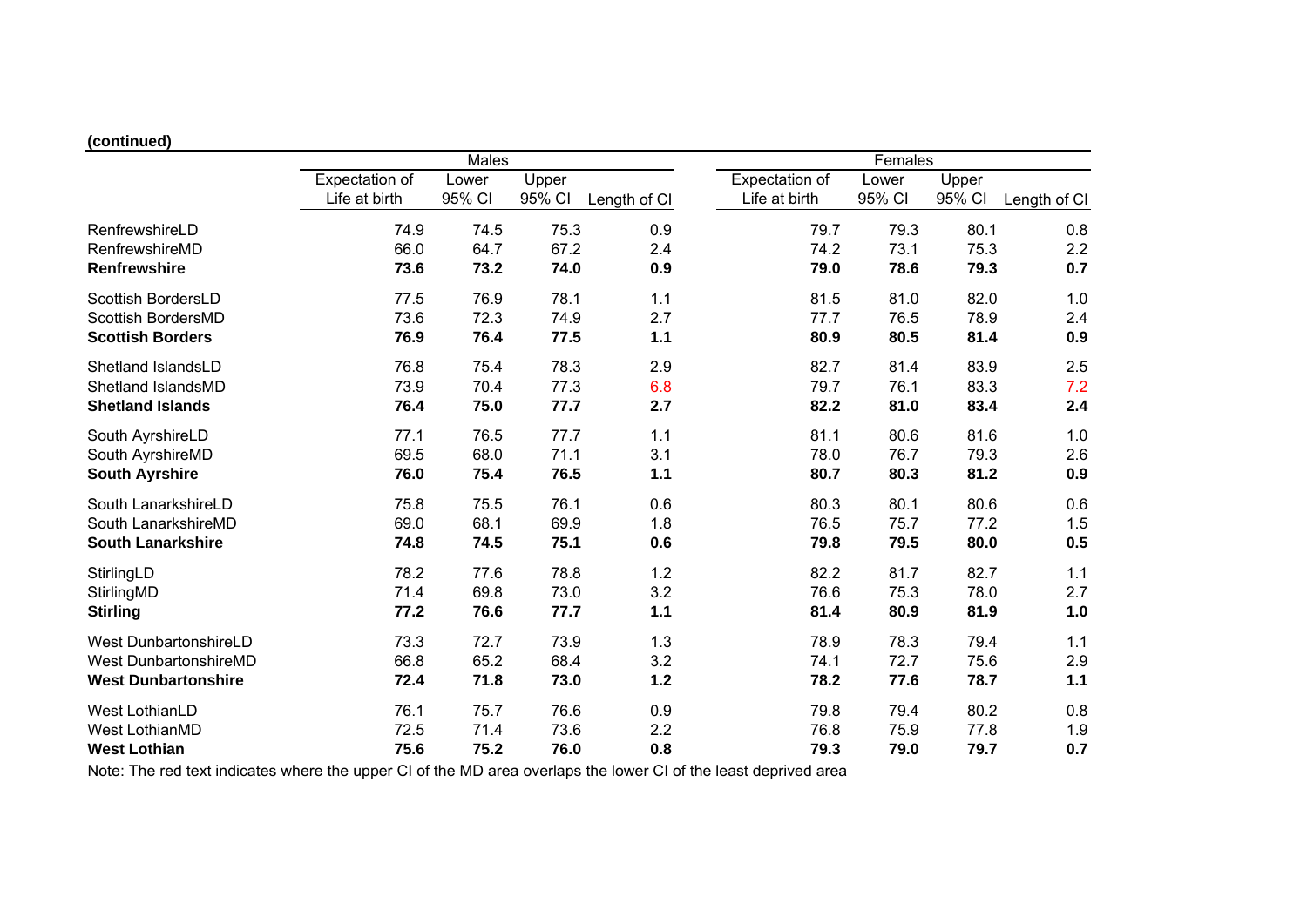**(continued)**

| | Males | | | | Females | | | |
|---|---|---|---|---|---|---|---|---|
| | Expectation of Life at birth | Lower 95% CI | Upper 95% CI | Length of CI | Expectation of Life at birth | Lower 95% CI | Upper 95% CI | Length of CI |
| RenfrewshireLD | 74.9 | 74.5 | 75.3 | 0.9 | 79.7 | 79.3 | 80.1 | 0.8 |
| RenfrewshireMD | 66.0 | 64.7 | 67.2 | 2.4 | 74.2 | 73.1 | 75.3 | 2.2 |
| **Renfrewshire** | **73.6** | **73.2** | **74.0** | **0.9** | **79.0** | **78.6** | **79.3** | **0.7** |
| Scottish BordersLD | 77.5 | 76.9 | 78.1 | 1.1 | 81.5 | 81.0 | 82.0 | 1.0 |
| Scottish BordersMD | 73.6 | 72.3 | 74.9 | 2.7 | 77.7 | 76.5 | 78.9 | 2.4 |
| **Scottish Borders** | **76.9** | **76.4** | **77.5** | **1.1** | **80.9** | **80.5** | **81.4** | **0.9** |
| Shetland IslandsLD | 76.8 | 75.4 | 78.3 | 2.9 | 82.7 | 81.4 | 83.9 | 2.5 |
| Shetland IslandsMD | 73.9 | 70.4 | 77.3 | 6.8 | 79.7 | 76.1 | 83.3 | 7.2 |
| **Shetland Islands** | **76.4** | **75.0** | **77.7** | **2.7** | **82.2** | **81.0** | **83.4** | **2.4** |
| South AyrshireLD | 77.1 | 76.5 | 77.7 | 1.1 | 81.1 | 80.6 | 81.6 | 1.0 |
| South AyrshireMD | 69.5 | 68.0 | 71.1 | 3.1 | 78.0 | 76.7 | 79.3 | 2.6 |
| **South Ayrshire** | **76.0** | **75.4** | **76.5** | **1.1** | **80.7** | **80.3** | **81.2** | **0.9** |
| South LanarkshireLD | 75.8 | 75.5 | 76.1 | 0.6 | 80.3 | 80.1 | 80.6 | 0.6 |
| South LanarkshireMD | 69.0 | 68.1 | 69.9 | 1.8 | 76.5 | 75.7 | 77.2 | 1.5 |
| **South Lanarkshire** | **74.8** | **74.5** | **75.1** | **0.6** | **79.8** | **79.5** | **80.0** | **0.5** |
| StirlingLD | 78.2 | 77.6 | 78.8 | 1.2 | 82.2 | 81.7 | 82.7 | 1.1 |
| StirlingMD | 71.4 | 69.8 | 73.0 | 3.2 | 76.6 | 75.3 | 78.0 | 2.7 |
| **Stirling** | **77.2** | **76.6** | **77.7** | **1.1** | **81.4** | **80.9** | **81.9** | **1.0** |
| West DunbartonshireLD | 73.3 | 72.7 | 73.9 | 1.3 | 78.9 | 78.3 | 79.4 | 1.1 |
| West DunbartonshireMD | 66.8 | 65.2 | 68.4 | 3.2 | 74.1 | 72.7 | 75.6 | 2.9 |
| **West Dunbartonshire** | **72.4** | **71.8** | **73.0** | **1.2** | **78.2** | **77.6** | **78.7** | **1.1** |
| West LothianLD | 76.1 | 75.7 | 76.6 | 0.9 | 79.8 | 79.4 | 80.2 | 0.8 |
| West LothianMD | 72.5 | 71.4 | 73.6 | 2.2 | 76.8 | 75.9 | 77.8 | 1.9 |
| **West Lothian** | **75.6** | **75.2** | **76.0** | **0.8** | **79.3** | **79.0** | **79.7** | **0.7** |

Note: The red text indicates where the upper CI of the MD area overlaps the lower CI of the least deprived area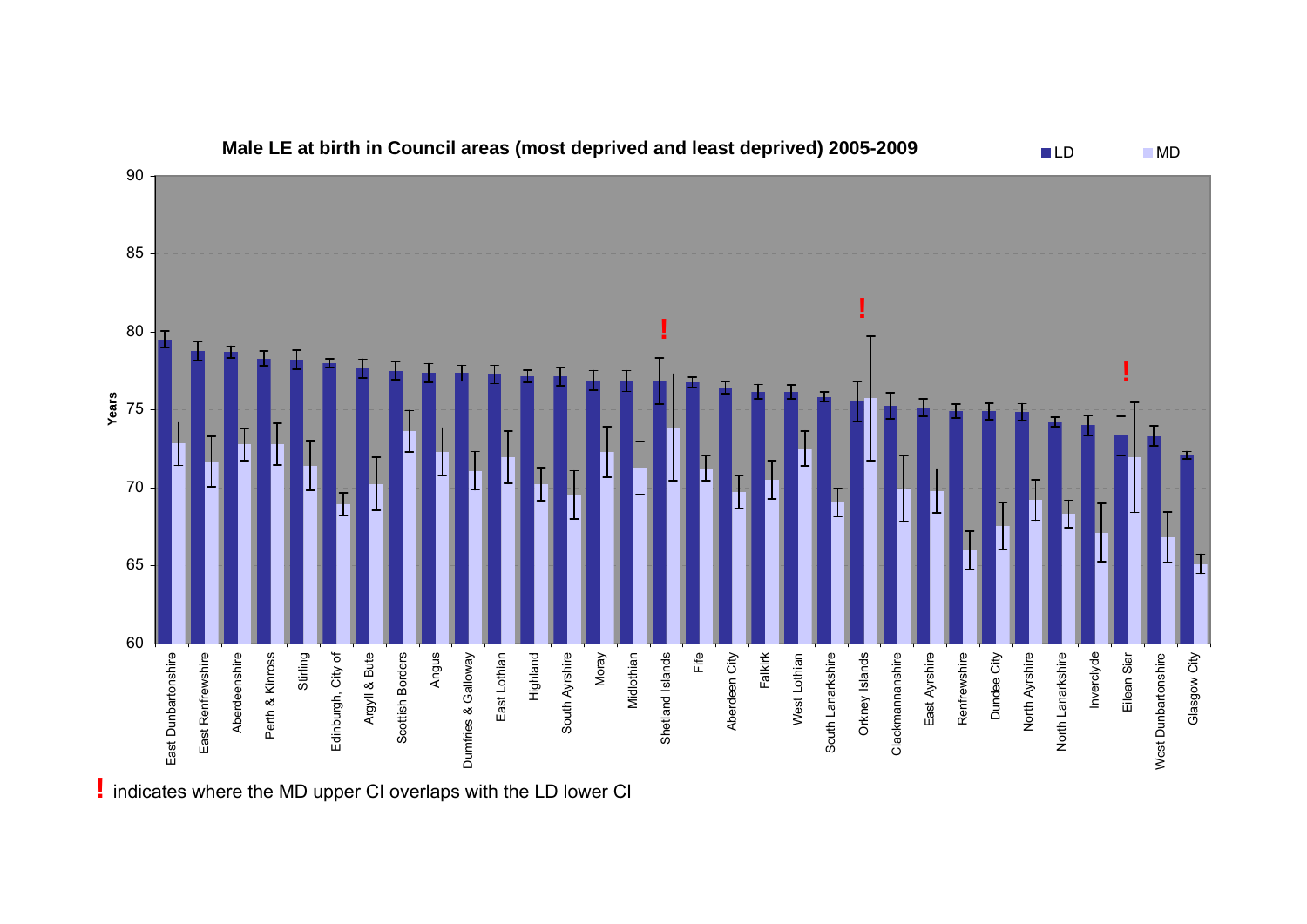**Male LE at birth in Council areas (most deprived and least deprived) 2005-2009**

LD | MD

Years

East Dunbartonshire, East Renfrewshire, Aberdeenshire, Perth & Kinross, Stirling, Edinburgh, City of, Argyll & Bute, Scottish Borders, Angus, Dumfries & Galloway, East Lothian, Highland, South Ayrshire, Moray, Midlothian, Shetland Islands, Fife, Aberdeen City, Falkirk, West Lothian, South Lanarkshire, Orkney Islands, Clackmannanshire, East Ayrshire, Renfrewshire, Dundee City, North Ayrshire, North Lanarkshire, Inverclyde, Eilean Siar, West Dunbartonshire, Glasgow City

**!** indicates where the MD upper CI overlaps with the LD lower CI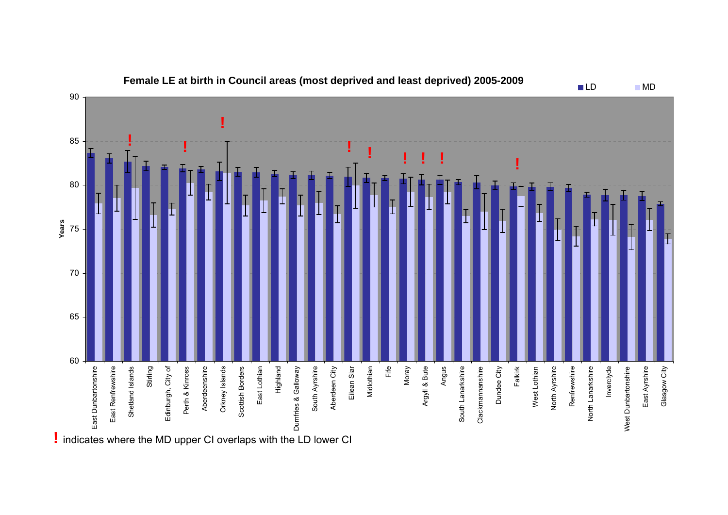**Female LE at birth in Council areas (most deprived and least deprived) 2005-2009**

LD

MD

Years

90

85

80

75

70

65

60

East Dunbartonshire

East Renfrewshire

Shetland Islands

Stirling

Edinburgh, City of

Perth & Kinross

Aberdeenshire

Orkney Islands

Scottish Borders

East Lothian

Highland

Dumfries & Galloway

South Ayrshire

Aberdeen City

Eilean Siar

Midlothian

Fife

Moray

Argyll & Bute

Angus

South Lanarkshire

Clackmannanshire

Dundee City

Falkirk

West Lothian

North Ayrshire

Renfrewshire

North Lanarkshire

Inverclyde

West Dunbartonshire

East Ayrshire

Glasgow City

! indicates where the MD upper CI overlaps with the LD lower CI